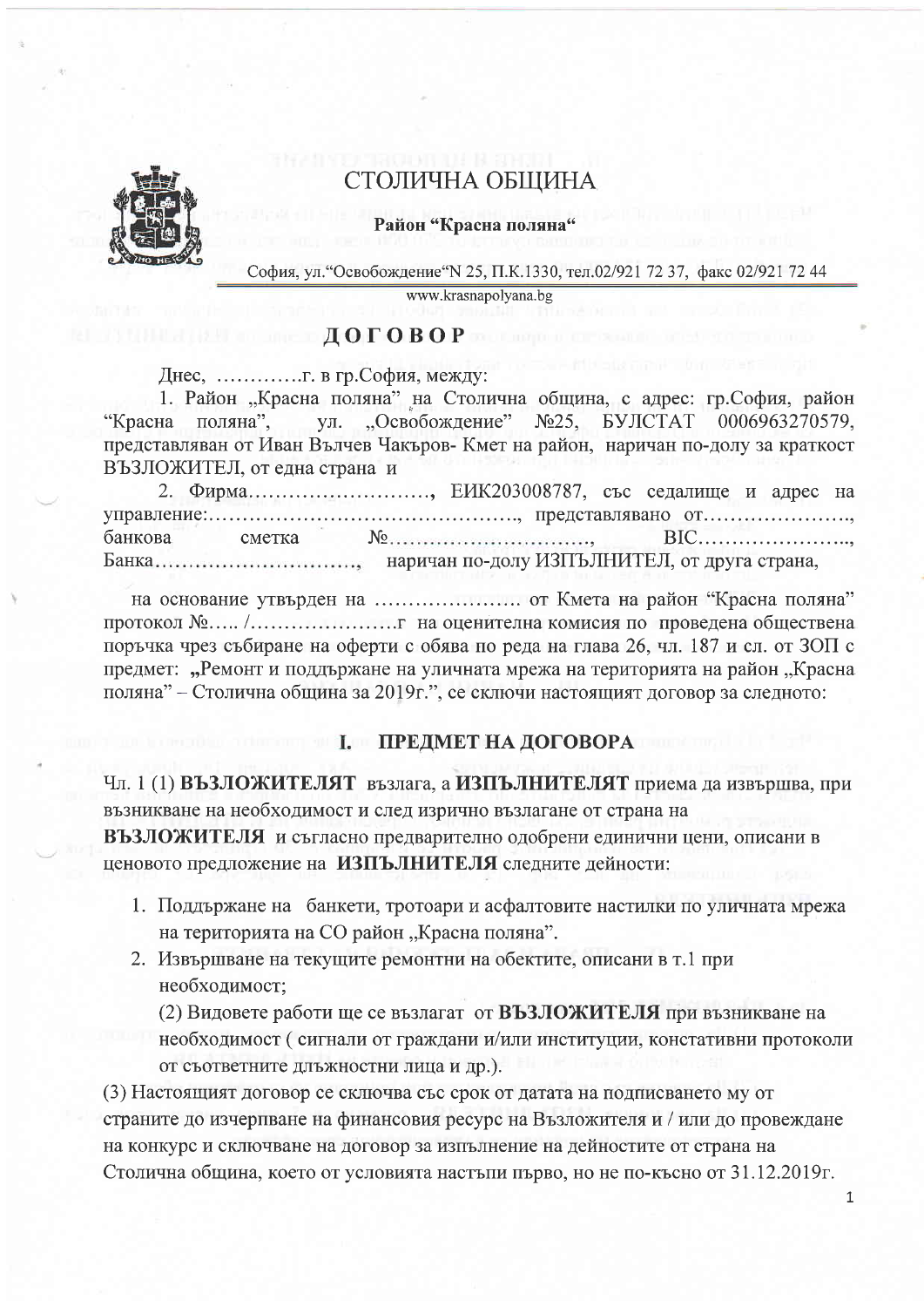# СТОЛИЧНА ОБЩИНА

**Район "Красна поляна"**

София, ул."Освобождение"N 25, П.К.1330, тел.02/921 72 37, факс 02/921 72 44

www.krasnapolyana.bg

## ДОГОВОР

Днес, ………….г. в гр.София, между:

1. Район „Красна поляна" на Столична община, с адрес: гр.София, район "Красна поляна", ул. „Освобождение" №25, БУЛСТАТ 0006963270579, представляван от Иван Вълчев Чакъров- Кмет на район, наричан по-долу за краткост ВЪЗЛОЖИТЕЛ, от една страна и

2. Фирма………………………, ЕИК203008787, със седалище и адрес на управление:……………………………………., представлявано от…………………., банкова сметка №…………………………, BIC…………………..., Банка…………………………, наричан по-долу ИЗПЪЛНИТЕЛ, от друга страна,

на основание утвърден на ………………… от Кмета на район "Красна поляна" протокол №….. /…………………г на оценителна комисия по проведена обществена поръчка чрез събиране на оферти с обява по реда на глава 26, чл. 187 и сл. от ЗОП с предмет: **„Ремонт и поддържане на уличната мрежа на територията на район „Красна поляна" – Столична община за 2019г."**, се сключи настоящият договор за следното:

## I. ПРЕДМЕТ НА ДОГОВОРА

Чл. 1 (1) **ВЪЗЛОЖИТЕЛЯТ** възлага, а **ИЗПЪЛНИТЕЛЯТ** приема да извършва, при възникване на необходимост и след изрично възлагане от страна на **ВЪЗЛОЖИТЕЛЯ** и съгласно предварително одобрени единични цени, описани в ценовото предложение на **ИЗПЪЛНИТЕЛЯ** следните дейности:

1. Поддържане на банкети, тротоари и асфалтовите настилки по уличната мрежа на територията на СО район „Красна поляна".
2. Извършване на текущите ремонтни на обектите, описани в т.1 при необходимост;

(2) Видовете работи ще се възлагат от **ВЪЗЛОЖИТЕЛЯ** при възникване на необходимост ( сигнали от граждани и/или институции, констативни протоколи от съответните длъжностни лица и др.).

(3) Настоящият договор се сключва със срок от датата на подписването му от страните до изчерпване на финансовия ресурс на Възложителя и / или до провеждане на конкурс и сключване на договор за изпълнение на дейностите от страна на Столична община, което от условията настъпи първо, но не по-късно от 31.12.2019г.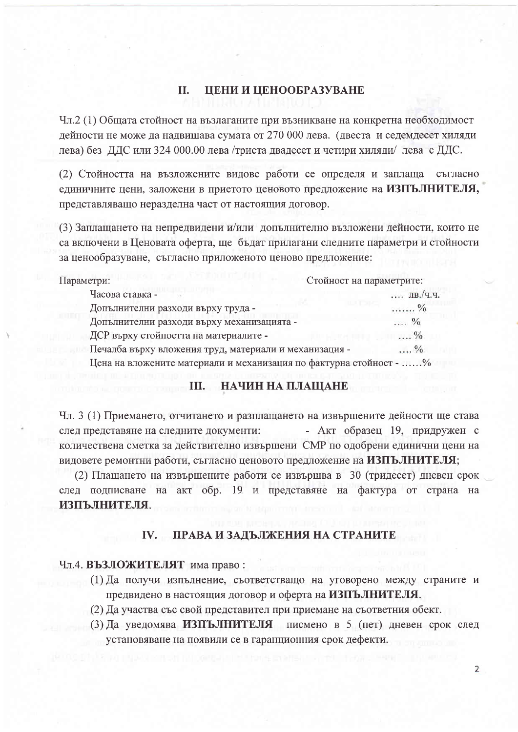## II. ЦЕНИ И ЦЕНООБРАЗУВАНЕ

Чл.2 (1) Общата стойност на възлаганите при възникване на конкретна необходимост дейности не може да надвишава сумата от 270 000 лева. (двеста и седемдесет хиляди лева) без ДДС или 324 000.00 лева /триста двадесет и четири хиляди/ лева с ДДС.

(2) Стойността на възложените видове работи се определя и заплаща съгласно единичните цени, заложени в приетото ценовово предложение на **ИЗПЪЛНИТЕЛЯ**, представляващо неразделна част от настоящия договор.

(3) Заплащането на непредвидени и/или допълнително възложени дейности, които не са включени в Ценовата оферта, ще бъдат прилагани следните параметри и стойности за ценообразуване, съгласно приложеното ценово предложение:

| Параметри: | Стойност на параметрите: |
|---|---|
| Часова ставка - | .... лв./ч.ч. |
| Допълнителни разходи върху труда - | ....... % |
| Допълнителни разходи върху механизацията - | .... % |
| ДСР върху стойността на материалите - | .... % |
| Печалба върху вложения труд, материали и механизация - | .... % |
| Цена на вложените материали и механизация по фактурна стойност - | ......% |

## III. НАЧИН НА ПЛАЩАНЕ

Чл. 3 (1) Приемането, отчитането и разплащането на извършените дейности ще става след представяне на следните документи: - Акт образец 19, придружен с количествена сметка за действително извършени СМР по одобрени единични цени на видовете ремонтни работи, съгласно ценовото предложение на **ИЗПЪЛНИТЕЛЯ**;

(2) Плащането на извършените работи се извършва в 30 (тридесет) дневен срок след подписване на акт обр. 19 и представяне на фактура от страна на **ИЗПЪЛНИТЕЛЯ**.

## IV. ПРАВА И ЗАДЪЛЖЕНИЯ НА СТРАНИТЕ

Чл.4. **ВЪЗЛОЖИТЕЛЯТ** има право :

(1) Да получи изпълнение, съответстващо на уговорено между страните и предвидено в настоящия договор и оферта на **ИЗПЪЛНИТЕЛЯ**.

(2) Да участва със свой представител при приемане на съответния обект.

(3) Да уведомява **ИЗПЪЛНИТЕЛЯ** писмено в 5 (пет) дневен срок след установяване на появили се в гаранционния срок дефекти.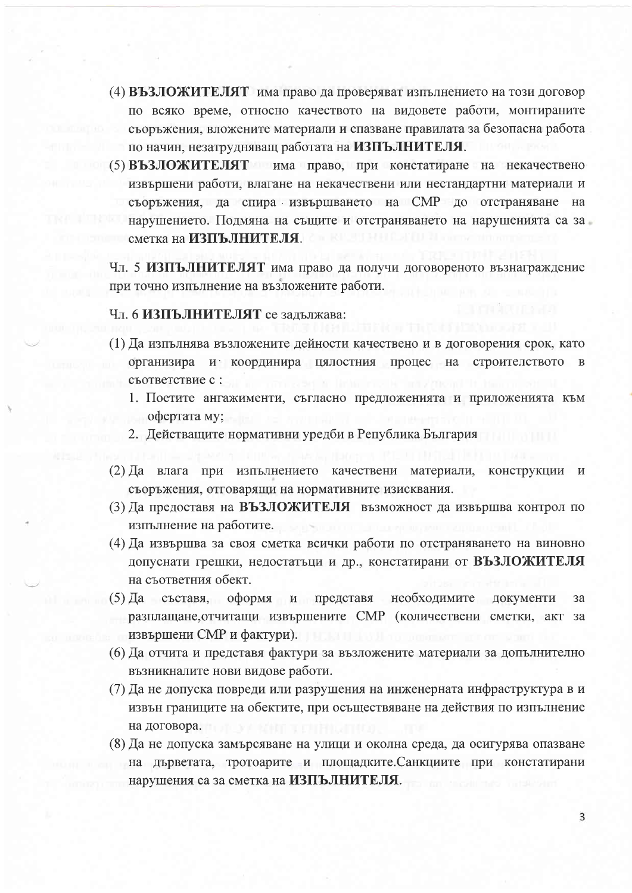(4) **ВЪЗЛОЖИТЕЛЯТ** има право да проверяват изпълнението на този договор по всяко време, относно качеството на видовете работи, монтираните съоръжения, вложените материали и спазване правилата за безопасна работа по начин, незатрудняващ работата на **ИЗПЪЛНИТЕЛЯ**.

(5) **ВЪЗЛОЖИТЕЛЯТ** има право, при констатиране на некачествено извършени работи, влагане на некачествени или нестандартни материали и съоръжения, да спира извършването на СМР до отстраняване на нарушението. Подмяна на същите и отстраняването на нарушенията са за сметка на **ИЗПЪЛНИТЕЛЯ**.

Чл. 5 **ИЗПЪЛНИТЕЛЯТ** има право да получи договореното възнаграждение при точно изпълнение на възложените работи.

Чл. 6 **ИЗПЪЛНИТЕЛЯТ** се задължава:

(1) Да изпълнява възложените дейности качествено и в договорения срок, като организира и координира цялостния процес на строителството в съответствие с :

1. Поетите ангажименти, съгласно предложенията и приложенията към офертата му;
2. Действащите нормативни уредби в Република България

(2) Да влага при изпълнението качествени материали, конструкции и съоръжения, отговарящи на нормативните изисквания.

(3) Да предоставя на **ВЪЗЛОЖИТЕЛЯ** възможност да извършва контрол по изпълнение на работите.

(4) Да извършва за своя сметка всички работи по отстраняването на виновно допуснати грешки, недостатъци и др., констатирани от **ВЪЗЛОЖИТЕЛЯ** на съответния обект.

(5) Да съставя, оформя и представя необходимите документи за разплащане,отчитащи извършените СМР (количествени сметки, акт за извършени СМР и фактури).

(6) Да отчита и представя фактури за вложените материали за допълнително възникналите нови видове работи.

(7) Да не допуска повреди или разрушения на инженерната инфраструктура в и извън границите на обектите, при осъществяване на действия по изпълнение на договора.

(8) Да не допуска замърсяване на улици и околна среда, да осигурява опазване на дърветата, тротоарите и площадките.Санкциите при констатирани нарушения са за сметка на **ИЗПЪЛНИТЕЛЯ**.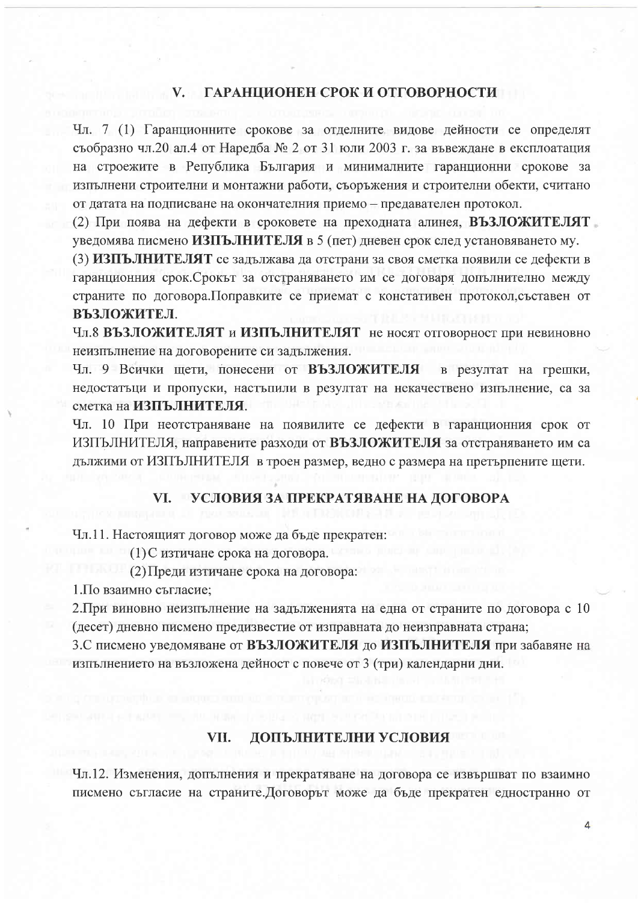## V. ГАРАНЦИОНЕН СРОК И ОТГОВОРНОСТИ

Чл. 7 (1) Гаранционните срокове за отделните видове дейности се определят съобразно чл.20 ал.4 от Наредба № 2 от 31 юли 2003 г. за въвеждане в експлоатация на строежите в Република България и минималните гаранционни срокове за изпълнени строителни и монтажни работи, съоръжения и строителни обекти, считано от датата на подписване на окончателния приемо – предавателен протокол.

(2) При поява на дефекти в сроковете на преходната алинея, **ВЪЗЛОЖИТЕЛЯТ** уведомява писмено **ИЗПЪЛНИТЕЛЯ** в 5 (пет) дневен срок след установяването му.

(3) **ИЗПЪЛНИТЕЛЯТ** се задължава да отстрани за своя сметка появили се дефекти в гаранционния срок.Срокът за отстраняването им се договаря допълнително между страните по договора.Поправките се приемат с констативен протокол,съставен от **ВЪЗЛОЖИТЕЛ**.

Чл.8 **ВЪЗЛОЖИТЕЛЯТ** и **ИЗПЪЛНИТЕЛЯТ** не носят отговорност при невиновно неизпълнение на договорените си задължения.

Чл. 9 Всички щети, понесени от **ВЪЗЛОЖИТЕЛЯ** в резултат на грешки, недостатъци и пропуски, настъпили в резултат на некачествено изпълнение, са за сметка на **ИЗПЪЛНИТЕЛЯ**.

Чл. 10 При неотстраняване на появилите се дефекти в гаранционния срок от ИЗПЪЛНИТЕЛЯ, направените разходи от **ВЪЗЛОЖИТЕЛЯ** за отстраняването им са дължими от ИЗПЪЛНИТЕЛЯ в троен размер, ведно с размера на претърпените щети.

## VI. УСЛОВИЯ ЗА ПРЕКРАТЯВАНЕ НА ДОГОВОРА

Чл.11. Настоящият договор може да бъде прекратен:

(1) С изтичане срока на договора.

(2) Преди изтичане срока на договора:

1. По взаимно съгласие;

2. При виновно неизпълнение на задълженията на една от страните по договора с 10 (десет) дневно писмено предизвестие от изправната до неизправната страна;

3. С писмено уведомяване от **ВЪЗЛОЖИТЕЛЯ** до **ИЗПЪЛНИТЕЛЯ** при забавяне на изпълнението на възложена дейност с повече от 3 (три) календарни дни.

## VII. ДОПЪЛНИТЕЛНИ УСЛОВИЯ

Чл.12. Изменения, допълнения и прекратяване на договора се извършват по взаимно писмено съгласие на страните.Договорът може да бъде прекратен едностранно от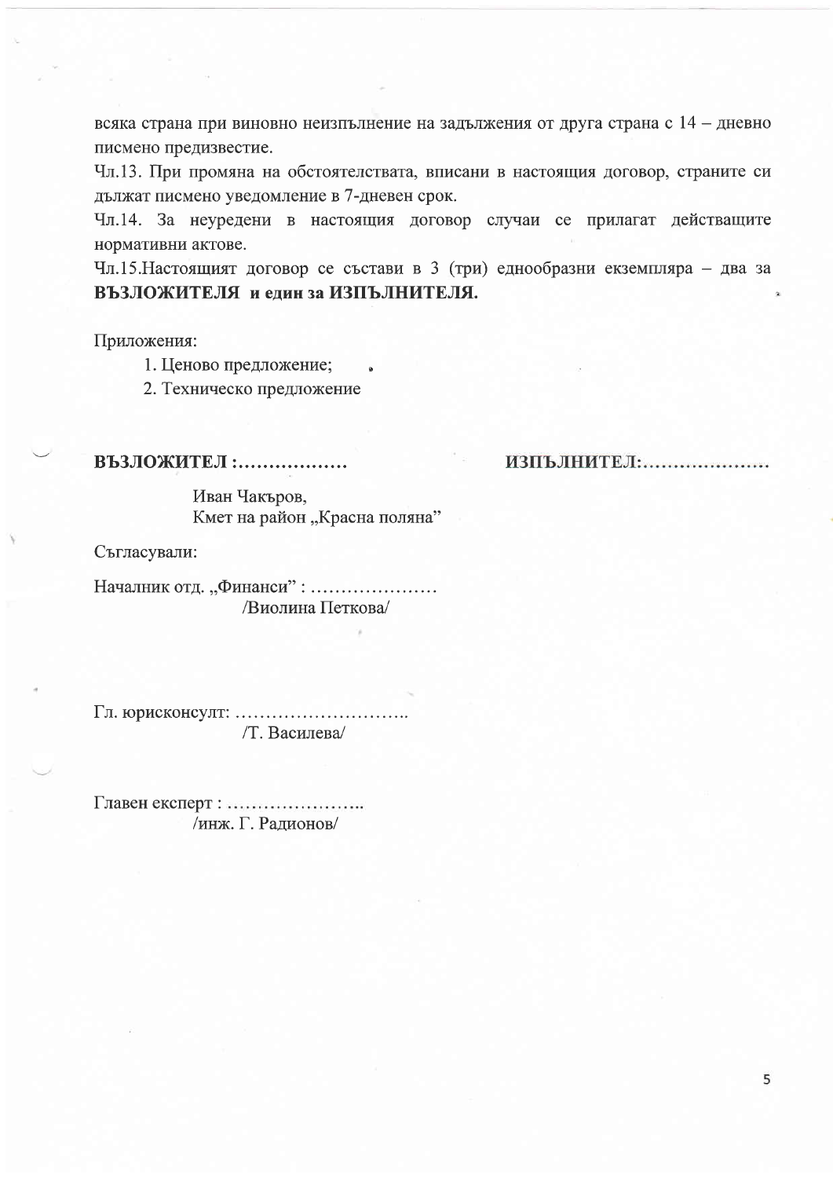всяка страна при виновно неизпълнение на задължения от друга страна с 14 – дневно писмено предизвестие.

Чл.13. При промяна на обстоятелствата, вписани в настоящия договор, страните си дължат писмено уведомление в 7-дневен срок.

Чл.14. За неуредени в настоящия договор случаи се прилагат действащите нормативни актове.

Чл.15.Настоящият договор се състави в 3 (три) еднообразни екземпляра – два за **ВЪЗЛОЖИТЕЛЯ и един за ИЗПЪЛНИТЕЛЯ.**

Приложения:

1. Ценово предложение;
2. Техническо предложение

**ВЪЗЛОЖИТЕЛ :.................**

Иван Чакъров,
Кмет на район „Красна поляна"

**ИЗПЪЛНИТЕЛ:....................**

Съгласували:

Началник отд. „Финанси" : ....................
/Виолина Петкова/

Гл. юрисконсулт: ...........................
/Т. Василева/

Главен експерт : .....................
/инж. Г. Радионов/